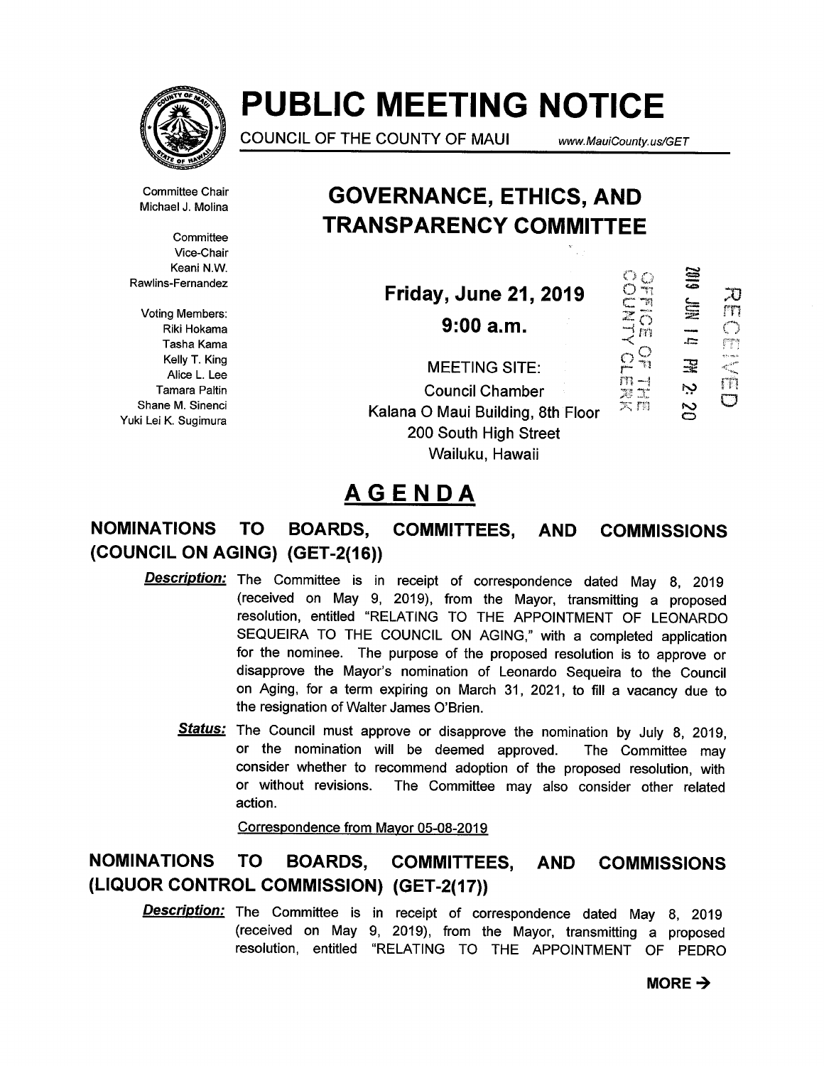# PUBLIC MEETING NOTICE

COUNCIL OF THE COUNTY OF MAUI www.MauiCounty.us/GET

Committee Chair
Michael J. Molina

Committee
Vice-Chair
Keani N.W.
Rawlins-Fernandez

Voting Members:
Riki Hokama
Tasha Kama
Kelly T. King
Alice L. Lee
Tamara Paltin
Shane M. Sinenci
Yuki Lei K. Sugimura

## GOVERNANCE, ETHICS, AND TRANSPARENCY COMMITTEE

**Friday, June 21, 2019**

**9:00 a.m.**

MEETING SITE:
Council Chamber
Kalana O Maui Building, 8th Floor
200 South High Street
Wailuku, Hawaii

OFFICE OF THE COUNTY CLERK
2019 JUN 14 PM 2:20
RECEIVED

# AGENDA

## NOMINATIONS TO BOARDS, COMMITTEES, AND COMMISSIONS (COUNCIL ON AGING) (GET-2(16))

***Description:*** The Committee is in receipt of correspondence dated May 8, 2019 (received on May 9, 2019), from the Mayor, transmitting a proposed resolution, entitled "RELATING TO THE APPOINTMENT OF LEONARDO SEQUEIRA TO THE COUNCIL ON AGING," with a completed application for the nominee. The purpose of the proposed resolution is to approve or disapprove the Mayor's nomination of Leonardo Sequeira to the Council on Aging, for a term expiring on March 31, 2021, to fill a vacancy due to the resignation of Walter James O'Brien.

***Status:*** The Council must approve or disapprove the nomination by July 8, 2019, or the nomination will be deemed approved. The Committee may consider whether to recommend adoption of the proposed resolution, with or without revisions. The Committee may also consider other related action.

Correspondence from Mayor 05-08-2019

## NOMINATIONS TO BOARDS, COMMITTEES, AND COMMISSIONS (LIQUOR CONTROL COMMISSION) (GET-2(17))

***Description:*** The Committee is in receipt of correspondence dated May 8, 2019 (received on May 9, 2019), from the Mayor, transmitting a proposed resolution, entitled "RELATING TO THE APPOINTMENT OF PEDRO

**MORE →**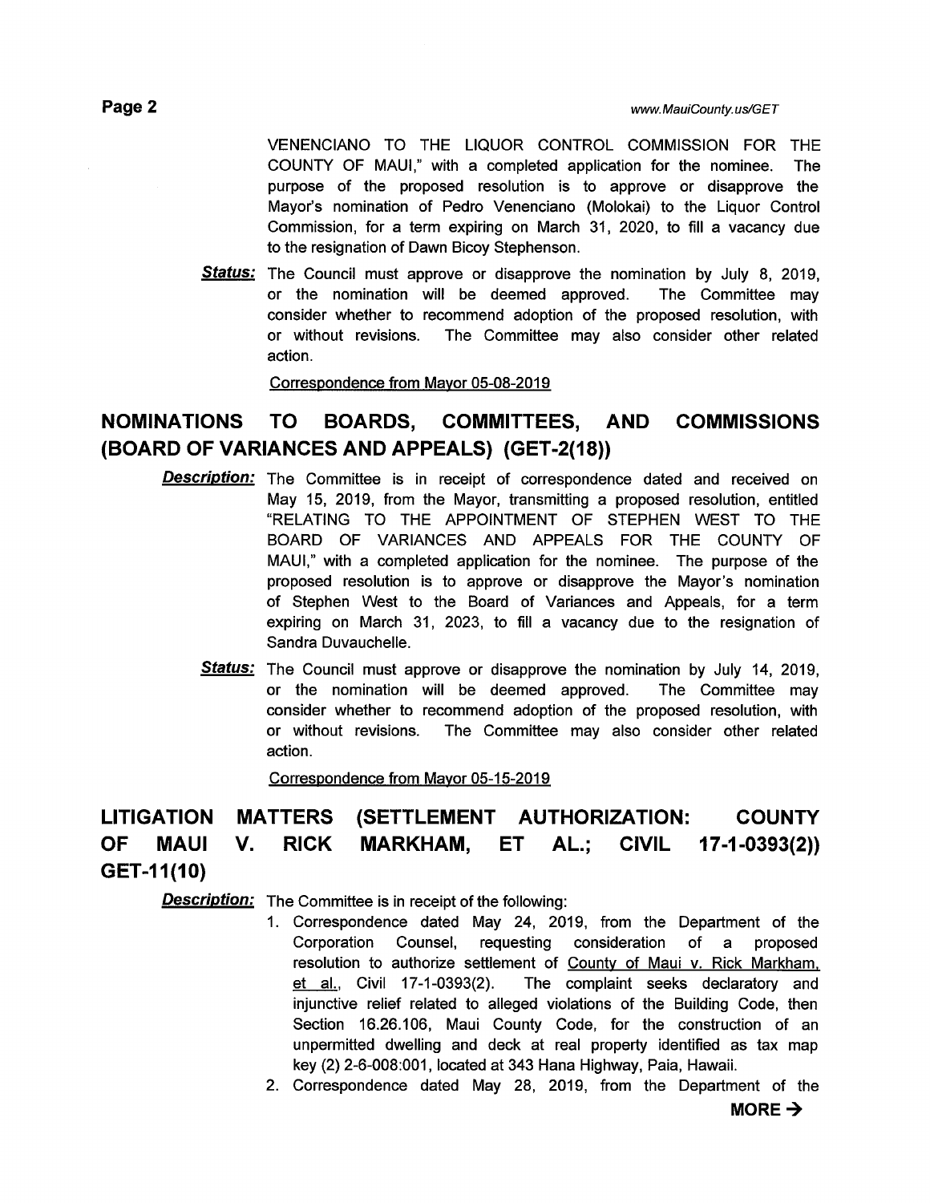VENENCIANO TO THE LIQUOR CONTROL COMMISSION FOR THE COUNTY OF MAUI," with a completed application for the nominee. The purpose of the proposed resolution is to approve or disapprove the Mayor's nomination of Pedro Venenciano (Molokai) to the Liquor Control Commission, for a term expiring on March 31, 2020, to fill a vacancy due to the resignation of Dawn Bicoy Stephenson.

***Status:*** The Council must approve or disapprove the nomination by July 8, 2019, or the nomination will be deemed approved. The Committee may consider whether to recommend adoption of the proposed resolution, with or without revisions. The Committee may also consider other related action.

Correspondence from Mayor 05-08-2019

## NOMINATIONS TO BOARDS, COMMITTEES, AND COMMISSIONS (BOARD OF VARIANCES AND APPEALS) (GET-2(18))

***Description:*** The Committee is in receipt of correspondence dated and received on May 15, 2019, from the Mayor, transmitting a proposed resolution, entitled "RELATING TO THE APPOINTMENT OF STEPHEN WEST TO THE BOARD OF VARIANCES AND APPEALS FOR THE COUNTY OF MAUI," with a completed application for the nominee. The purpose of the proposed resolution is to approve or disapprove the Mayor's nomination of Stephen West to the Board of Variances and Appeals, for a term expiring on March 31, 2023, to fill a vacancy due to the resignation of Sandra Duvauchelle.

***Status:*** The Council must approve or disapprove the nomination by July 14, 2019, or the nomination will be deemed approved. The Committee may consider whether to recommend adoption of the proposed resolution, with or without revisions. The Committee may also consider other related action.

Correspondence from Mayor 05-15-2019

## LITIGATION MATTERS (SETTLEMENT AUTHORIZATION: COUNTY OF MAUI V. RICK MARKHAM, ET AL.; CIVIL 17-1-0393(2)) GET-11(10)

***Description:*** The Committee is in receipt of the following:

1. Correspondence dated May 24, 2019, from the Department of the Corporation Counsel, requesting consideration of a proposed resolution to authorize settlement of County of Maui v. Rick Markham, et al., Civil 17-1-0393(2). The complaint seeks declaratory and injunctive relief related to alleged violations of the Building Code, then Section 16.26.106, Maui County Code, for the construction of an unpermitted dwelling and deck at real property identified as tax map key (2) 2-6-008:001, located at 343 Hana Highway, Paia, Hawaii.
2. Correspondence dated May 28, 2019, from the Department of the

**MORE →**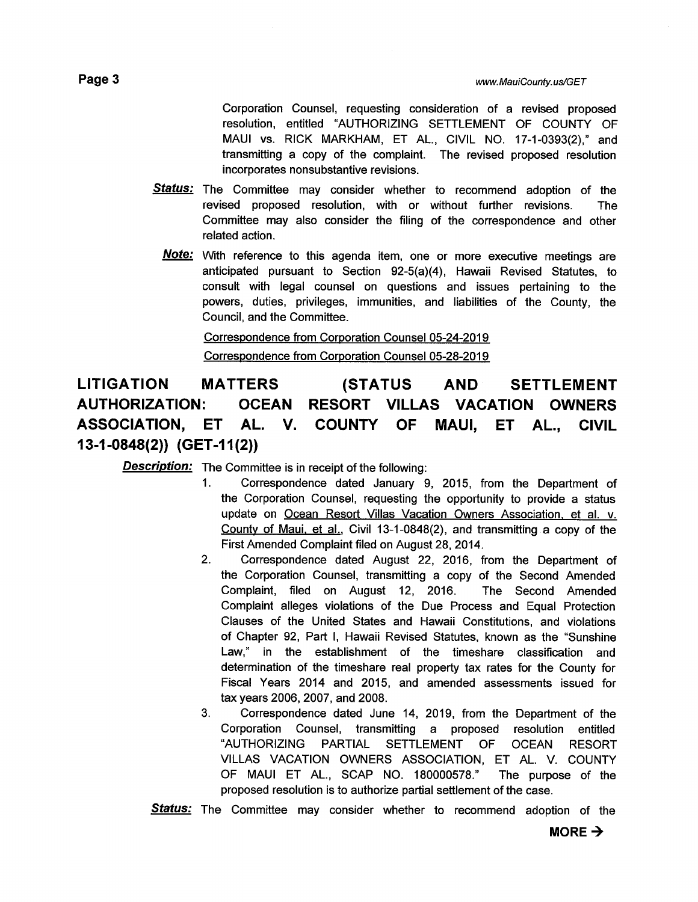Corporation Counsel, requesting consideration of a revised proposed resolution, entitled "AUTHORIZING SETTLEMENT OF COUNTY OF MAUI vs. RICK MARKHAM, ET AL., CIVIL NO. 17-1-0393(2)," and transmitting a copy of the complaint. The revised proposed resolution incorporates nonsubstantive revisions.

***Status:*** The Committee may consider whether to recommend adoption of the revised proposed resolution, with or without further revisions. The Committee may also consider the filing of the correspondence and other related action.

***Note:*** With reference to this agenda item, one or more executive meetings are anticipated pursuant to Section 92-5(a)(4), Hawaii Revised Statutes, to consult with legal counsel on questions and issues pertaining to the powers, duties, privileges, immunities, and liabilities of the County, the Council, and the Committee.

Correspondence from Corporation Counsel 05-24-2019

Correspondence from Corporation Counsel 05-28-2019

## LITIGATION MATTERS (STATUS AND SETTLEMENT AUTHORIZATION: OCEAN RESORT VILLAS VACATION OWNERS ASSOCIATION, ET AL. V. COUNTY OF MAUI, ET AL., CIVIL 13-1-0848(2)) (GET-11(2))

***Description:*** The Committee is in receipt of the following:

1. Correspondence dated January 9, 2015, from the Department of the Corporation Counsel, requesting the opportunity to provide a status update on Ocean Resort Villas Vacation Owners Association, et al. v. County of Maui, et al., Civil 13-1-0848(2), and transmitting a copy of the First Amended Complaint filed on August 28, 2014.
2. Correspondence dated August 22, 2016, from the Department of the Corporation Counsel, transmitting a copy of the Second Amended Complaint, filed on August 12, 2016. The Second Amended Complaint alleges violations of the Due Process and Equal Protection Clauses of the United States and Hawaii Constitutions, and violations of Chapter 92, Part I, Hawaii Revised Statutes, known as the "Sunshine Law," in the establishment of the timeshare classification and determination of the timeshare real property tax rates for the County for Fiscal Years 2014 and 2015, and amended assessments issued for tax years 2006, 2007, and 2008.
3. Correspondence dated June 14, 2019, from the Department of the Corporation Counsel, transmitting a proposed resolution entitled "AUTHORIZING PARTIAL SETTLEMENT OF OCEAN RESORT VILLAS VACATION OWNERS ASSOCIATION, ET AL. V. COUNTY OF MAUI ET AL., SCAP NO. 180000578." The purpose of the proposed resolution is to authorize partial settlement of the case.

***Status:*** The Committee may consider whether to recommend adoption of the

**MORE →**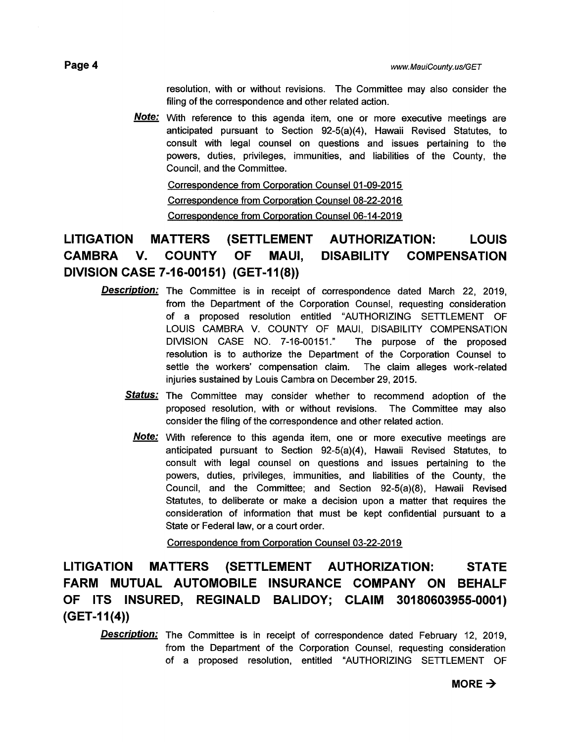resolution, with or without revisions. The Committee may also consider the filing of the correspondence and other related action.

***Note:*** With reference to this agenda item, one or more executive meetings are anticipated pursuant to Section 92-5(a)(4), Hawaii Revised Statutes, to consult with legal counsel on questions and issues pertaining to the powers, duties, privileges, immunities, and liabilities of the County, the Council, and the Committee.

Correspondence from Corporation Counsel 01-09-2015

Correspondence from Corporation Counsel 08-22-2016

Correspondence from Corporation Counsel 06-14-2019

## LITIGATION MATTERS (SETTLEMENT AUTHORIZATION: LOUIS CAMBRA V. COUNTY OF MAUI, DISABILITY COMPENSATION DIVISION CASE 7-16-00151) (GET-11(8))

***Description:*** The Committee is in receipt of correspondence dated March 22, 2019, from the Department of the Corporation Counsel, requesting consideration of a proposed resolution entitled "AUTHORIZING SETTLEMENT OF LOUIS CAMBRA V. COUNTY OF MAUI, DISABILITY COMPENSATION DIVISION CASE NO. 7-16-00151." The purpose of the proposed resolution is to authorize the Department of the Corporation Counsel to settle the workers' compensation claim. The claim alleges work-related injuries sustained by Louis Cambra on December 29, 2015.

***Status:*** The Committee may consider whether to recommend adoption of the proposed resolution, with or without revisions. The Committee may also consider the filing of the correspondence and other related action.

***Note:*** With reference to this agenda item, one or more executive meetings are anticipated pursuant to Section 92-5(a)(4), Hawaii Revised Statutes, to consult with legal counsel on questions and issues pertaining to the powers, duties, privileges, immunities, and liabilities of the County, the Council, and the Committee; and Section 92-5(a)(8), Hawaii Revised Statutes, to deliberate or make a decision upon a matter that requires the consideration of information that must be kept confidential pursuant to a State or Federal law, or a court order.

Correspondence from Corporation Counsel 03-22-2019

## LITIGATION MATTERS (SETTLEMENT AUTHORIZATION: STATE FARM MUTUAL AUTOMOBILE INSURANCE COMPANY ON BEHALF OF ITS INSURED, REGINALD BALIDOY; CLAIM 30180603955-0001) (GET-11(4))

***Description:*** The Committee is in receipt of correspondence dated February 12, 2019, from the Department of the Corporation Counsel, requesting consideration of a proposed resolution, entitled "AUTHORIZING SETTLEMENT OF

**MORE →**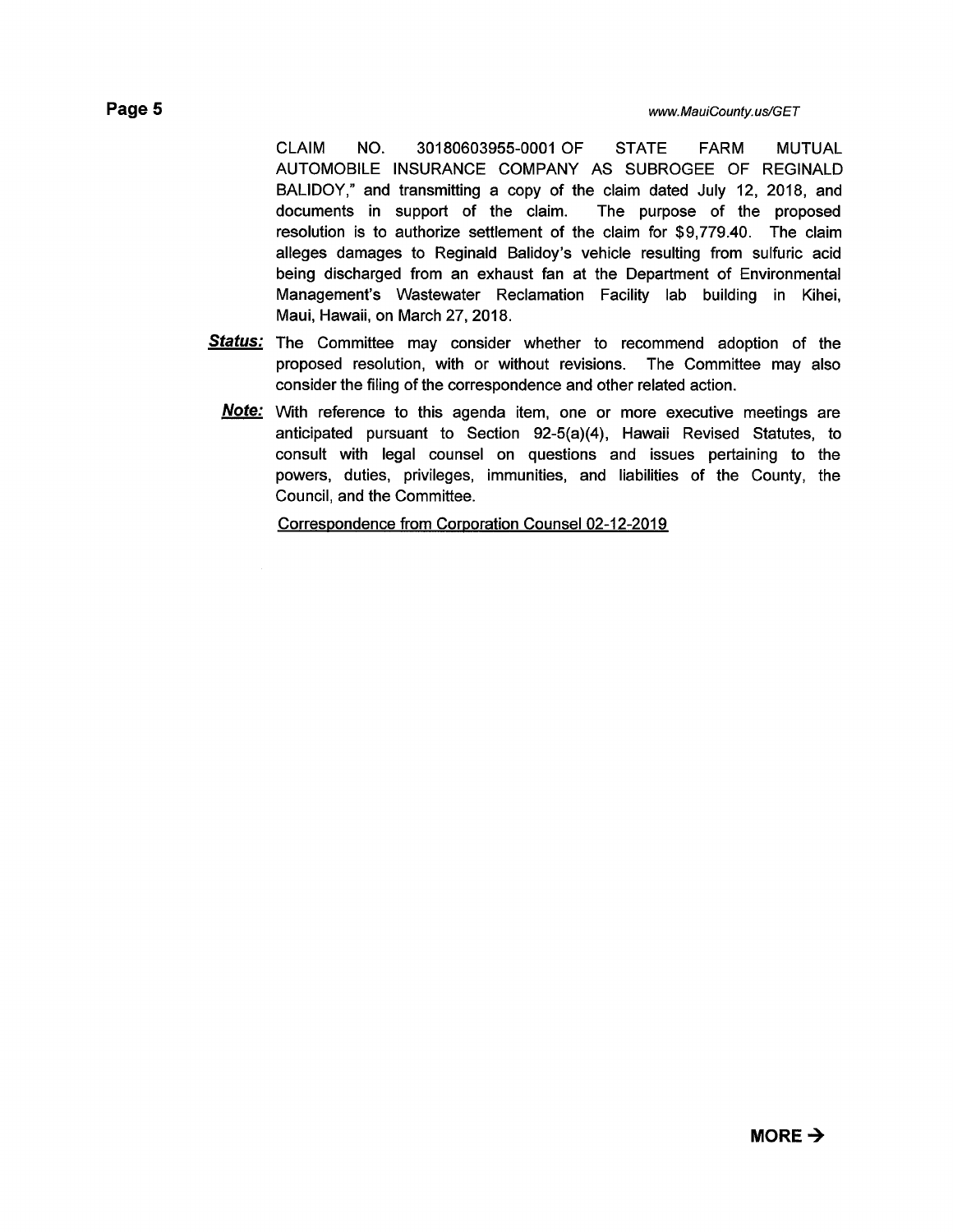CLAIM NO. 30180603955-0001 OF STATE FARM MUTUAL AUTOMOBILE INSURANCE COMPANY AS SUBROGEE OF REGINALD BALIDOY," and transmitting a copy of the claim dated July 12, 2018, and documents in support of the claim. The purpose of the proposed resolution is to authorize settlement of the claim for $9,779.40. The claim alleges damages to Reginald Balidoy's vehicle resulting from sulfuric acid being discharged from an exhaust fan at the Department of Environmental Management's Wastewater Reclamation Facility lab building in Kihei, Maui, Hawaii, on March 27, 2018.

***Status:*** The Committee may consider whether to recommend adoption of the proposed resolution, with or without revisions. The Committee may also consider the filing of the correspondence and other related action.

***Note:*** With reference to this agenda item, one or more executive meetings are anticipated pursuant to Section 92-5(a)(4), Hawaii Revised Statutes, to consult with legal counsel on questions and issues pertaining to the powers, duties, privileges, immunities, and liabilities of the County, the Council, and the Committee.

Correspondence from Corporation Counsel 02-12-2019

**MORE →**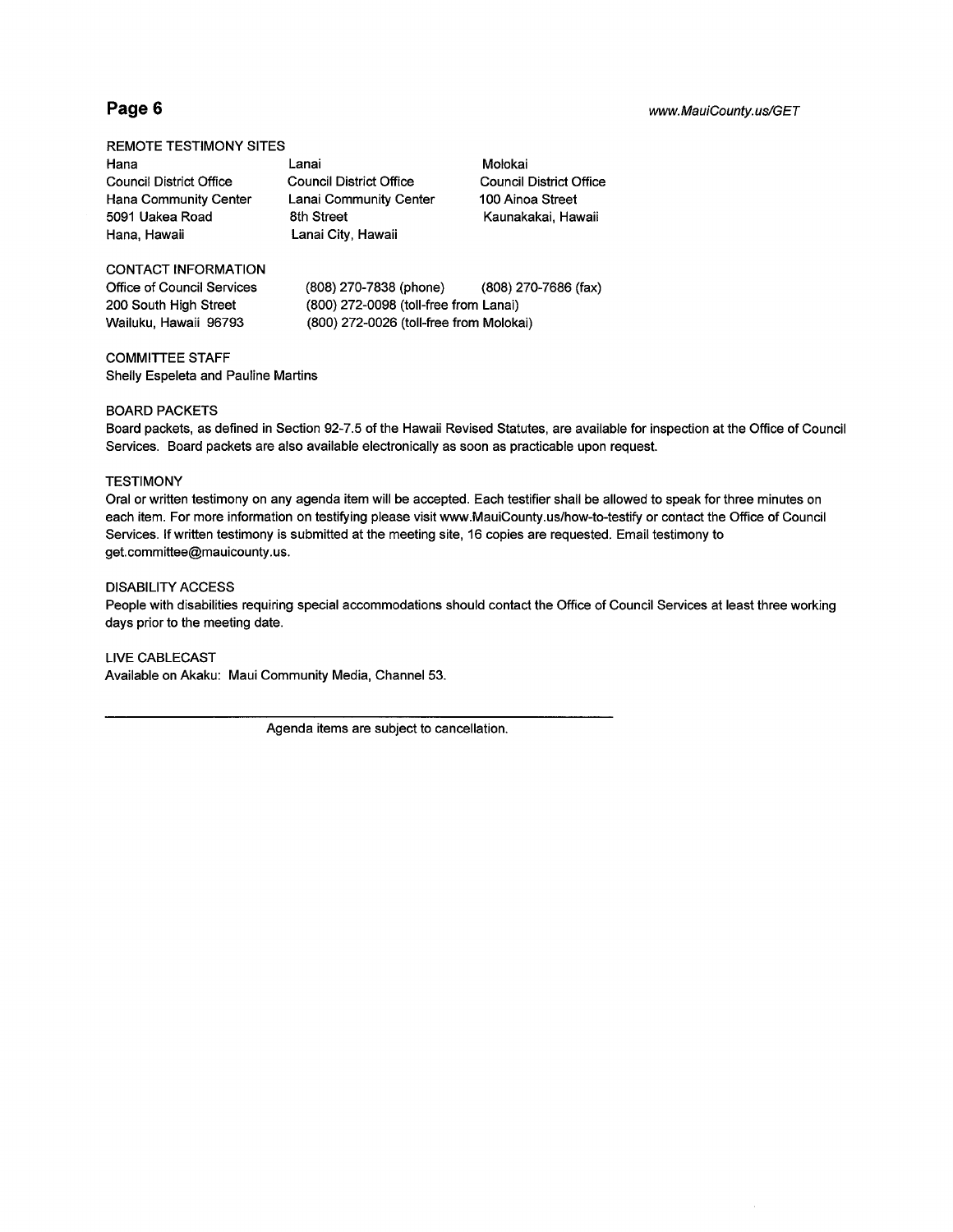## REMOTE TESTIMONY SITES

| Hana | Lanai | Molokai |
|---|---|---|
| Council District Office | Council District Office | Council District Office |
| Hana Community Center | Lanai Community Center | 100 Ainoa Street |
| 5091 Uakea Road | 8th Street | Kaunakakai, Hawaii |
| Hana, Hawaii | Lanai City, Hawaii | |

## CONTACT INFORMATION

| | | |
|---|---|---|
| Office of Council Services | (808) 270-7838 (phone) | (808) 270-7686 (fax) |
| 200 South High Street | (800) 272-0098 (toll-free from Lanai) | |
| Wailuku, Hawaii 96793 | (800) 272-0026 (toll-free from Molokai) | |

## COMMITTEE STAFF

Shelly Espeleta and Pauline Martins

## BOARD PACKETS

Board packets, as defined in Section 92-7.5 of the Hawaii Revised Statutes, are available for inspection at the Office of Council Services. Board packets are also available electronically as soon as practicable upon request.

## TESTIMONY

Oral or written testimony on any agenda item will be accepted. Each testifier shall be allowed to speak for three minutes on each item. For more information on testifying please visit www.MauiCounty.us/how-to-testify or contact the Office of Council Services. If written testimony is submitted at the meeting site, 16 copies are requested. Email testimony to get.committee@mauicounty.us.

## DISABILITY ACCESS

People with disabilities requiring special accommodations should contact the Office of Council Services at least three working days prior to the meeting date.

## LIVE CABLECAST

Available on Akaku: Maui Community Media, Channel 53.

---

Agenda items are subject to cancellation.